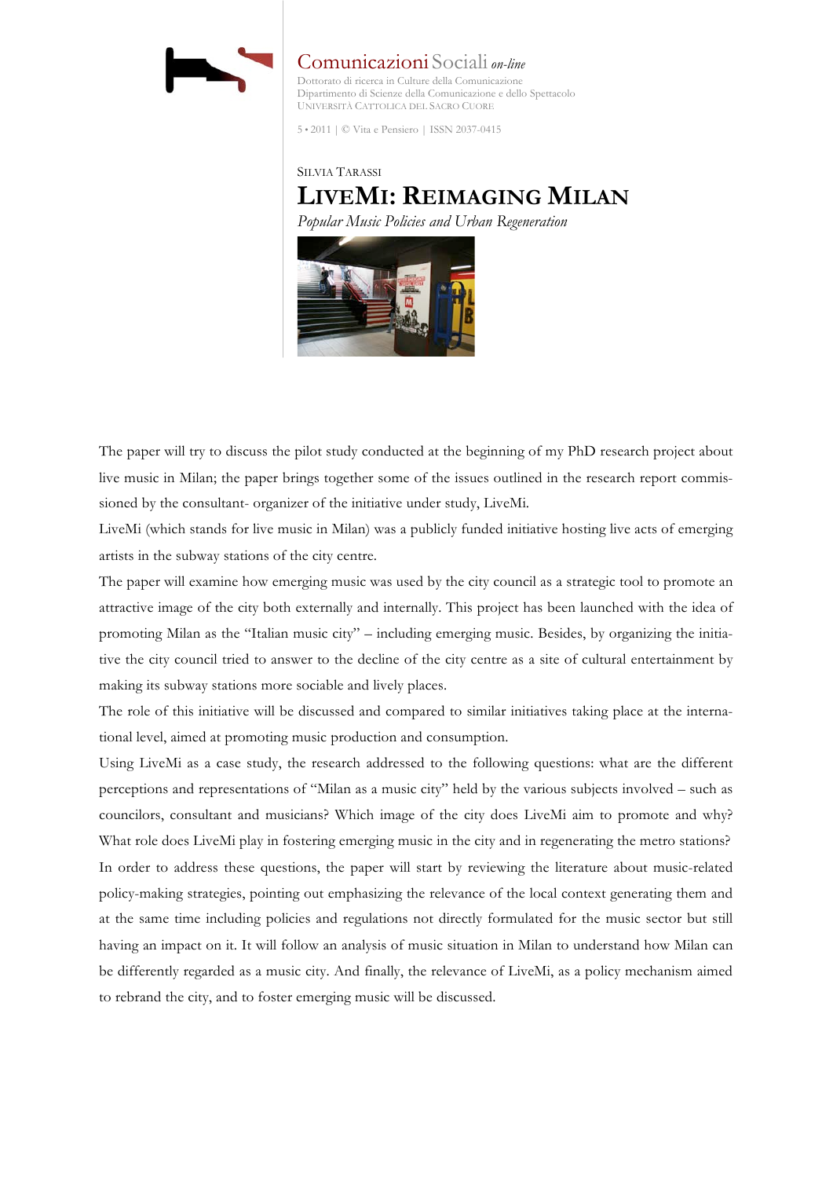Comunicazioni Sociali *on-line*

Dottorato di ricerca in Culture della Comunicazione
Dipartimento di Scienze della Comunicazione e dello Spettacolo
UNIVERSITÀ CATTOLICA DEL SACRO CUORE

5 • 2011 | © Vita e Pensiero | ISSN 2037-0415

SILVIA TARASSI

# LIVEMI: REIMAGING MILAN

*Popular Music Policies and Urban Regeneration*

The paper will try to discuss the pilot study conducted at the beginning of my PhD research project about live music in Milan; the paper brings together some of the issues outlined in the research report commissioned by the consultant- organizer of the initiative under study, LiveMi.

LiveMi (which stands for live music in Milan) was a publicly funded initiative hosting live acts of emerging artists in the subway stations of the city centre.

The paper will examine how emerging music was used by the city council as a strategic tool to promote an attractive image of the city both externally and internally. This project has been launched with the idea of promoting Milan as the "Italian music city" – including emerging music. Besides, by organizing the initiative the city council tried to answer to the decline of the city centre as a site of cultural entertainment by making its subway stations more sociable and lively places.

The role of this initiative will be discussed and compared to similar initiatives taking place at the international level, aimed at promoting music production and consumption.

Using LiveMi as a case study, the research addressed to the following questions: what are the different perceptions and representations of "Milan as a music city" held by the various subjects involved – such as councilors, consultant and musicians? Which image of the city does LiveMi aim to promote and why? What role does LiveMi play in fostering emerging music in the city and in regenerating the metro stations?

In order to address these questions, the paper will start by reviewing the literature about music-related policy-making strategies, pointing out emphasizing the relevance of the local context generating them and at the same time including policies and regulations not directly formulated for the music sector but still having an impact on it. It will follow an analysis of music situation in Milan to understand how Milan can be differently regarded as a music city. And finally, the relevance of LiveMi, as a policy mechanism aimed to rebrand the city, and to foster emerging music will be discussed.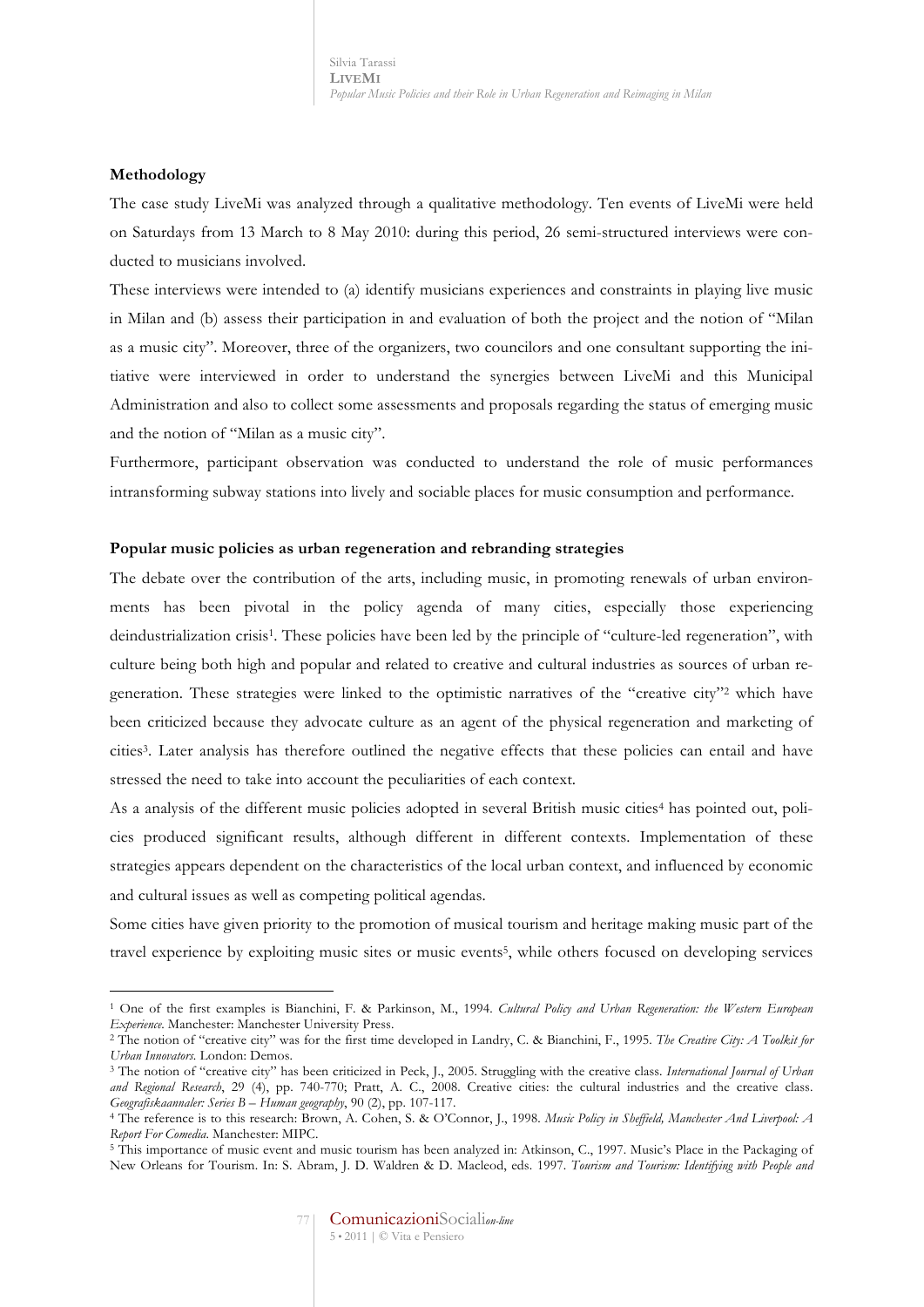**Methodology**

The case study LiveMi was analyzed through a qualitative methodology. Ten events of LiveMi were held on Saturdays from 13 March to 8 May 2010: during this period, 26 semi-structured interviews were conducted to musicians involved.

These interviews were intended to (a) identify musicians experiences and constraints in playing live music in Milan and (b) assess their participation in and evaluation of both the project and the notion of "Milan as a music city". Moreover, three of the organizers, two councilors and one consultant supporting the initiative were interviewed in order to understand the synergies between LiveMi and this Municipal Administration and also to collect some assessments and proposals regarding the status of emerging music and the notion of "Milan as a music city".

Furthermore, participant observation was conducted to understand the role of music performances intransforming subway stations into lively and sociable places for music consumption and performance.

**Popular music policies as urban regeneration and rebranding strategies**

The debate over the contribution of the arts, including music, in promoting renewals of urban environments has been pivotal in the policy agenda of many cities, especially those experiencing deindustrialization crisis[1]. These policies have been led by the principle of "culture-led regeneration", with culture being both high and popular and related to creative and cultural industries as sources of urban regeneration. These strategies were linked to the optimistic narratives of the "creative city"[2] which have been criticized because they advocate culture as an agent of the physical regeneration and marketing of cities[3]. Later analysis has therefore outlined the negative effects that these policies can entail and have stressed the need to take into account the peculiarities of each context.

As a analysis of the different music policies adopted in several British music cities[4] has pointed out, policies produced significant results, although different in different contexts. Implementation of these strategies appears dependent on the characteristics of the local urban context, and influenced by economic and cultural issues as well as competing political agendas.

Some cities have given priority to the promotion of musical tourism and heritage making music part of the travel experience by exploiting music sites or music events[5], while others focused on developing services

---

[1] One of the first examples is Bianchini, F. & Parkinson, M., 1994. *Cultural Policy and Urban Regeneration: the Western European Experience*. Manchester: Manchester University Press.

[2] The notion of "creative city" was for the first time developed in Landry, C. & Bianchini, F., 1995. *The Creative City: A Toolkit for Urban Innovators*. London: Demos.

[3] The notion of "creative city" has been criticized in Peck, J., 2005. Struggling with the creative class. *International Journal of Urban and Regional Research*, 29 (4), pp. 740-770; Pratt, A. C., 2008. Creative cities: the cultural industries and the creative class. *Geografiskaannaler: Series B – Human geography*, 90 (2), pp. 107-117.

[4] The reference is to this research: Brown, A. Cohen, S. & O'Connor, J., 1998. *Music Policy in Sheffield, Manchester And Liverpool: A Report For Comedia*. Manchester: MIPC.

[5] This importance of music event and music tourism has been analyzed in: Atkinson, C., 1997. Music's Place in the Packaging of New Orleans for Tourism. In: S. Abram, J. D. Waldren & D. Macleod, eds. 1997. *Tourism and Tourism: Identifying with People and*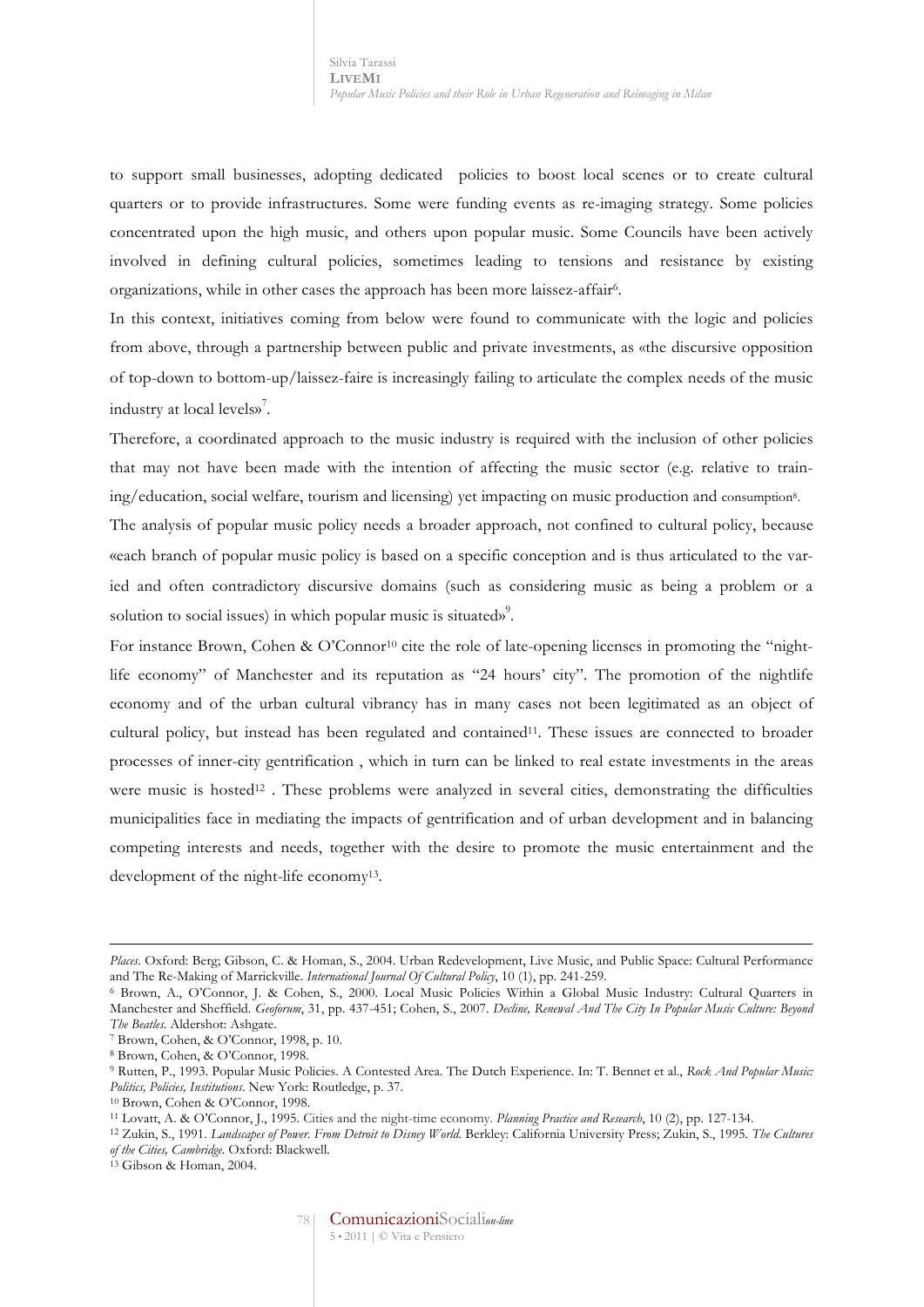to support small businesses, adopting dedicated policies to boost local scenes or to create cultural quarters or to provide infrastructures. Some were funding events as re-imaging strategy. Some policies concentrated upon the high music, and others upon popular music. Some Councils have been actively involved in defining cultural policies, sometimes leading to tensions and resistance by existing organizations, while in other cases the approach has been more laissez-affair[6].

In this context, initiatives coming from below were found to communicate with the logic and policies from above, through a partnership between public and private investments, as «the discursive opposition of top-down to bottom-up/laissez-faire is increasingly failing to articulate the complex needs of the music industry at local levels»[7].

Therefore, a coordinated approach to the music industry is required with the inclusion of other policies that may not have been made with the intention of affecting the music sector (e.g. relative to training/education, social welfare, tourism and licensing) yet impacting on music production and consumption[8].

The analysis of popular music policy needs a broader approach, not confined to cultural policy, because «each branch of popular music policy is based on a specific conception and is thus articulated to the varied and often contradictory discursive domains (such as considering music as being a problem or a solution to social issues) in which popular music is situated»[9].

For instance Brown, Cohen & O'Connor[10] cite the role of late-opening licenses in promoting the "nightlife economy" of Manchester and its reputation as "24 hours' city". The promotion of the nightlife economy and of the urban cultural vibrancy has in many cases not been legitimated as an object of cultural policy, but instead has been regulated and contained[11]. These issues are connected to broader processes of inner-city gentrification , which in turn can be linked to real estate investments in the areas were music is hosted[12] . These problems were analyzed in several cities, demonstrating the difficulties municipalities face in mediating the impacts of gentrification and of urban development and in balancing competing interests and needs, together with the desire to promote the music entertainment and the development of the night-life economy[13].

---

*Places*. Oxford: Berg; Gibson, C. & Homan, S., 2004. Urban Redevelopment, Live Music, and Public Space: Cultural Performance and The Re-Making of Marrickville. *International Journal Of Cultural Policy*, 10 (1), pp. 241-259.

[6] Brown, A., O'Connor, J. & Cohen, S., 2000. Local Music Policies Within a Global Music Industry: Cultural Quarters in Manchester and Sheffield. *Geoforum*, 31, pp. 437-451; Cohen, S., 2007. *Decline, Renewal And The City In Popular Music Culture: Beyond The Beatles*. Aldershot: Ashgate.

[7] Brown, Cohen, & O'Connor, 1998, p. 10.

[8] Brown, Cohen, & O'Connor, 1998.

[9] Rutten, P., 1993. Popular Music Policies. A Contested Area. The Dutch Experience. In: T. Bennet et al., *Rock And Popular Music: Politics, Policies, Institutions*. New York: Routledge, p. 37.

[10] Brown, Cohen & O'Connor, 1998.

[11] Lovatt, A. & O'Connor, J., 1995. Cities and the night-time economy. *Planning Practice and Research*, 10 (2), pp. 127-134.

[12] Zukin, S., 1991. *Landscapes of Power. From Detroit to Disney World*. Berkley: California University Press; Zukin, S., 1995. *The Cultures of the Cities, Cambridge*. Oxford: Blackwell.

[13] Gibson & Homan, 2004.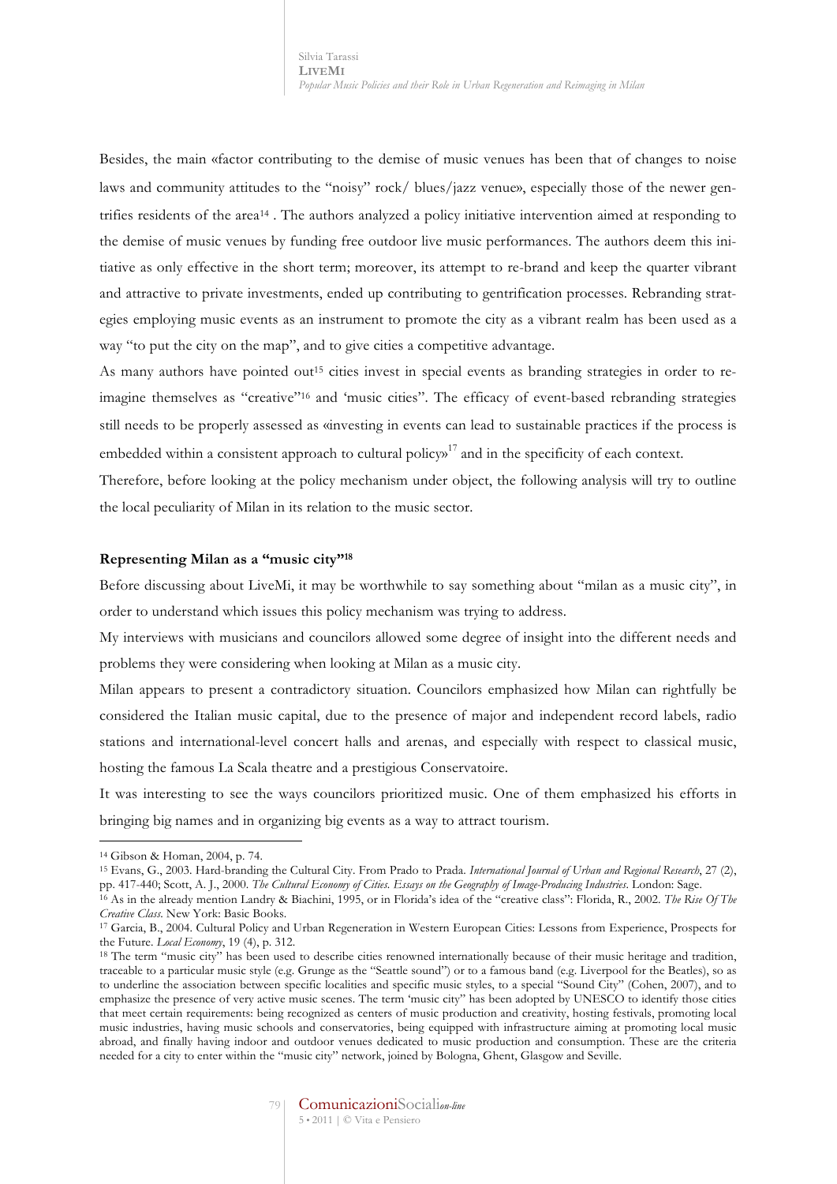Besides, the main «factor contributing to the demise of music venues has been that of changes to noise laws and community attitudes to the "noisy" rock/ blues/jazz venue», especially those of the newer gentrifies residents of the area[14] . The authors analyzed a policy initiative intervention aimed at responding to the demise of music venues by funding free outdoor live music performances. The authors deem this initiative as only effective in the short term; moreover, its attempt to re-brand and keep the quarter vibrant and attractive to private investments, ended up contributing to gentrification processes. Rebranding strategies employing music events as an instrument to promote the city as a vibrant realm has been used as a way "to put the city on the map", and to give cities a competitive advantage.

As many authors have pointed out[15] cities invest in special events as branding strategies in order to re-imagine themselves as "creative"[16] and 'music cities". The efficacy of event-based rebranding strategies still needs to be properly assessed as «investing in events can lead to sustainable practices if the process is embedded within a consistent approach to cultural policy»[17] and in the specificity of each context.

Therefore, before looking at the policy mechanism under object, the following analysis will try to outline the local peculiarity of Milan in its relation to the music sector.

### Representing Milan as a "music city"[18]

Before discussing about LiveMi, it may be worthwhile to say something about "milan as a music city", in order to understand which issues this policy mechanism was trying to address.

My interviews with musicians and councilors allowed some degree of insight into the different needs and problems they were considering when looking at Milan as a music city.

Milan appears to present a contradictory situation. Councilors emphasized how Milan can rightfully be considered the Italian music capital, due to the presence of major and independent record labels, radio stations and international-level concert halls and arenas, and especially with respect to classical music, hosting the famous La Scala theatre and a prestigious Conservatoire.

It was interesting to see the ways councilors prioritized music. One of them emphasized his efforts in bringing big names and in organizing big events as a way to attract tourism.

---

[14] Gibson & Homan, 2004, p. 74.

[15] Evans, G., 2003. Hard-branding the Cultural City. From Prado to Prada. *International Journal of Urban and Regional Research*, 27 (2), pp. 417-440; Scott, A. J., 2000. *The Cultural Economy of Cities. Essays on the Geography of Image-Producing Industries*. London: Sage.

[16] As in the already mention Landry & Biachini, 1995, or in Florida's idea of the "creative class": Florida, R., 2002. *The Rise Of The Creative Class*. New York: Basic Books.

[17] Garcia, B., 2004. Cultural Policy and Urban Regeneration in Western European Cities: Lessons from Experience, Prospects for the Future. *Local Economy*, 19 (4), p. 312.

[18] The term "music city" has been used to describe cities renowned internationally because of their music heritage and tradition, traceable to a particular music style (e.g. Grunge as the "Seattle sound") or to a famous band (e.g. Liverpool for the Beatles), so as to underline the association between specific localities and specific music styles, to a special "Sound City" (Cohen, 2007), and to emphasize the presence of very active music scenes. The term 'music city" has been adopted by UNESCO to identify those cities that meet certain requirements: being recognized as centers of music production and creativity, hosting festivals, promoting local music industries, having music schools and conservatories, being equipped with infrastructure aiming at promoting local music abroad, and finally having indoor and outdoor venues dedicated to music production and consumption. These are the criteria needed for a city to enter within the "music city" network, joined by Bologna, Ghent, Glasgow and Seville.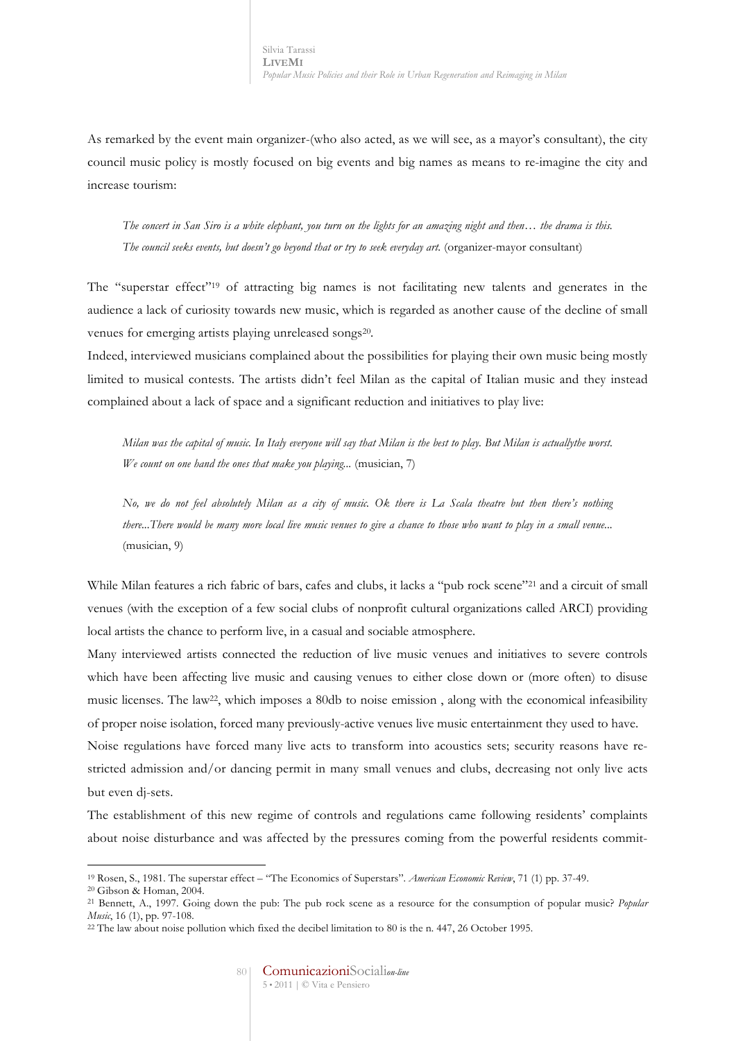As remarked by the event main organizer-(who also acted, as we will see, as a mayor's consultant), the city council music policy is mostly focused on big events and big names as means to re-imagine the city and increase tourism:

> *The concert in San Siro is a white elephant, you turn on the lights for an amazing night and then… the drama is this. The council seeks events, but doesn't go beyond that or try to seek everyday art.* (organizer-mayor consultant)

The "superstar effect"[19] of attracting big names is not facilitating new talents and generates in the audience a lack of curiosity towards new music, which is regarded as another cause of the decline of small venues for emerging artists playing unreleased songs[20].

Indeed, interviewed musicians complained about the possibilities for playing their own music being mostly limited to musical contests. The artists didn't feel Milan as the capital of Italian music and they instead complained about a lack of space and a significant reduction and initiatives to play live:

> *Milan was the capital of music. In Italy everyone will say that Milan is the best to play. But Milan is actuallythe worst. We count on one hand the ones that make you playing...* (musician, 7)

> *No, we do not feel absolutely Milan as a city of music. Ok there is La Scala theatre but then there's nothing there...There would be many more local live music venues to give a chance to those who want to play in a small venue...* (musician, 9)

While Milan features a rich fabric of bars, cafes and clubs, it lacks a "pub rock scene"[21] and a circuit of small venues (with the exception of a few social clubs of nonprofit cultural organizations called ARCI) providing local artists the chance to perform live, in a casual and sociable atmosphere.

Many interviewed artists connected the reduction of live music venues and initiatives to severe controls which have been affecting live music and causing venues to either close down or (more often) to disuse music licenses. The law[22], which imposes a 80db to noise emission , along with the economical infeasibility of proper noise isolation, forced many previously-active venues live music entertainment they used to have.

Noise regulations have forced many live acts to transform into acoustics sets; security reasons have restricted admission and/or dancing permit in many small venues and clubs, decreasing not only live acts but even dj-sets.

The establishment of this new regime of controls and regulations came following residents' complaints about noise disturbance and was affected by the pressures coming from the powerful residents commit-

---

[19] Rosen, S., 1981. The superstar effect – "The Economics of Superstars". *American Economic Review*, 71 (1) pp. 37-49.

[20] Gibson & Homan, 2004.

[21] Bennett, A., 1997. Going down the pub: The pub rock scene as a resource for the consumption of popular music? *Popular Music*, 16 (1), pp. 97-108.

[22] The law about noise pollution which fixed the decibel limitation to 80 is the n. 447, 26 October 1995.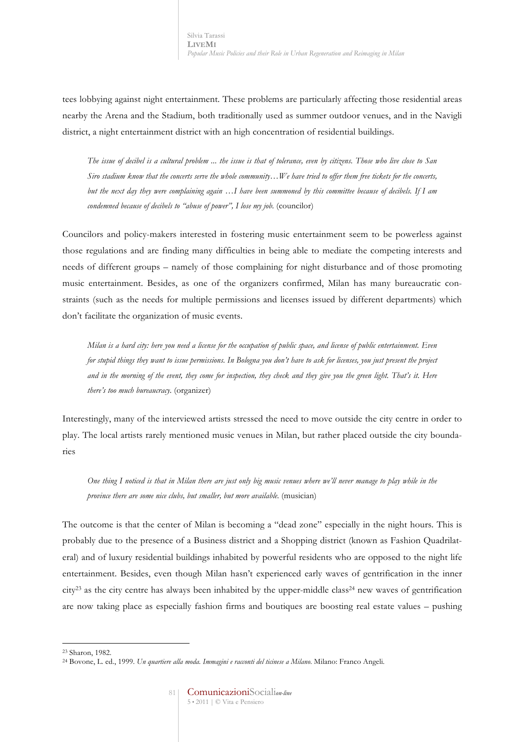tees lobbying against night entertainment. These problems are particularly affecting those residential areas nearby the Arena and the Stadium, both traditionally used as summer outdoor venues, and in the Navigli district, a night entertainment district with an high concentration of residential buildings.

> *The issue of decibel is a cultural problem ... the issue is that of tolerance, even by citizens. Those who live close to San Siro stadium know that the concerts serve the whole community…We have tried to offer them free tickets for the concerts, but the next day they were complaining again …I have been summoned by this committee because of decibels. If I am condemned because of decibels to "abuse of power", I lose my job.* (councilor)

Councilors and policy-makers interested in fostering music entertainment seem to be powerless against those regulations and are finding many difficulties in being able to mediate the competing interests and needs of different groups – namely of those complaining for night disturbance and of those promoting music entertainment. Besides, as one of the organizers confirmed, Milan has many bureaucratic constraints (such as the needs for multiple permissions and licenses issued by different departments) which don't facilitate the organization of music events.

> *Milan is a hard city: here you need a license for the occupation of public space, and license of public entertainment. Even for stupid things they want to issue permissions. In Bologna you don't have to ask for licenses, you just present the project and in the morning of the event, they come for inspection, they check and they give you the green light. That's it. Here there's too much bureaucracy.* (organizer)

Interestingly, many of the interviewed artists stressed the need to move outside the city centre in order to play. The local artists rarely mentioned music venues in Milan, but rather placed outside the city boundaries

> *One thing I noticed is that in Milan there are just only big music venues where we'll never manage to play while in the province there are some nice clubs, but smaller, but more available.* (musician)

The outcome is that the center of Milan is becoming a "dead zone" especially in the night hours. This is probably due to the presence of a Business district and a Shopping district (known as Fashion Quadrilateral) and of luxury residential buildings inhabited by powerful residents who are opposed to the night life entertainment. Besides, even though Milan hasn't experienced early waves of gentrification in the inner city[23] as the city centre has always been inhabited by the upper-middle class[24] new waves of gentrification are now taking place as especially fashion firms and boutiques are boosting real estate values – pushing

---

[23] Sharon, 1982.

[24] Bovone, L. ed., 1999. *Un quartiere alla moda. Immagini e racconti del ticinese a Milano.* Milano: Franco Angeli.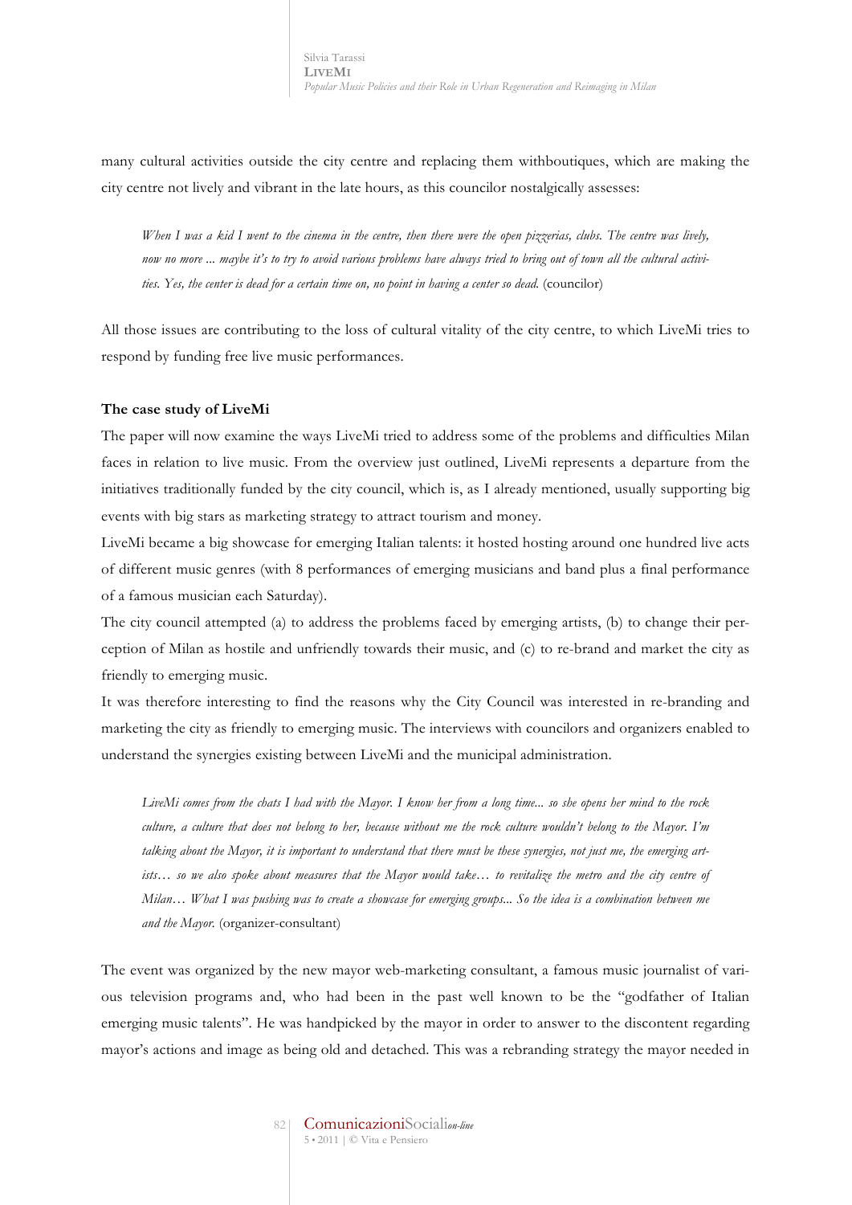many cultural activities outside the city centre and replacing them withboutiques, which are making the city centre not lively and vibrant in the late hours, as this councilor nostalgically assesses:

> *When I was a kid I went to the cinema in the centre, then there were the open pizzerias, clubs. The centre was lively, now no more ... maybe it's to try to avoid various problems have always tried to bring out of town all the cultural activities. Yes, the center is dead for a certain time on, no point in having a center so dead.* (councilor)

All those issues are contributing to the loss of cultural vitality of the city centre, to which LiveMi tries to respond by funding free live music performances.

**The case study of LiveMi**

The paper will now examine the ways LiveMi tried to address some of the problems and difficulties Milan faces in relation to live music. From the overview just outlined, LiveMi represents a departure from the initiatives traditionally funded by the city council, which is, as I already mentioned, usually supporting big events with big stars as marketing strategy to attract tourism and money.

LiveMi became a big showcase for emerging Italian talents: it hosted hosting around one hundred live acts of different music genres (with 8 performances of emerging musicians and band plus a final performance of a famous musician each Saturday).

The city council attempted (a) to address the problems faced by emerging artists, (b) to change their perception of Milan as hostile and unfriendly towards their music, and (c) to re-brand and market the city as friendly to emerging music.

It was therefore interesting to find the reasons why the City Council was interested in re-branding and marketing the city as friendly to emerging music. The interviews with councilors and organizers enabled to understand the synergies existing between LiveMi and the municipal administration.

> *LiveMi comes from the chats I had with the Mayor. I know her from a long time... so she opens her mind to the rock culture, a culture that does not belong to her, because without me the rock culture wouldn't belong to the Mayor. I'm talking about the Mayor, it is important to understand that there must be these synergies, not just me, the emerging artists… so we also spoke about measures that the Mayor would take… to revitalize the metro and the city centre of Milan… What I was pushing was to create a showcase for emerging groups... So the idea is a combination between me and the Mayor.* (organizer-consultant)

The event was organized by the new mayor web-marketing consultant, a famous music journalist of various television programs and, who had been in the past well known to be the "godfather of Italian emerging music talents". He was handpicked by the mayor in order to answer to the discontent regarding mayor's actions and image as being old and detached. This was a rebranding strategy the mayor needed in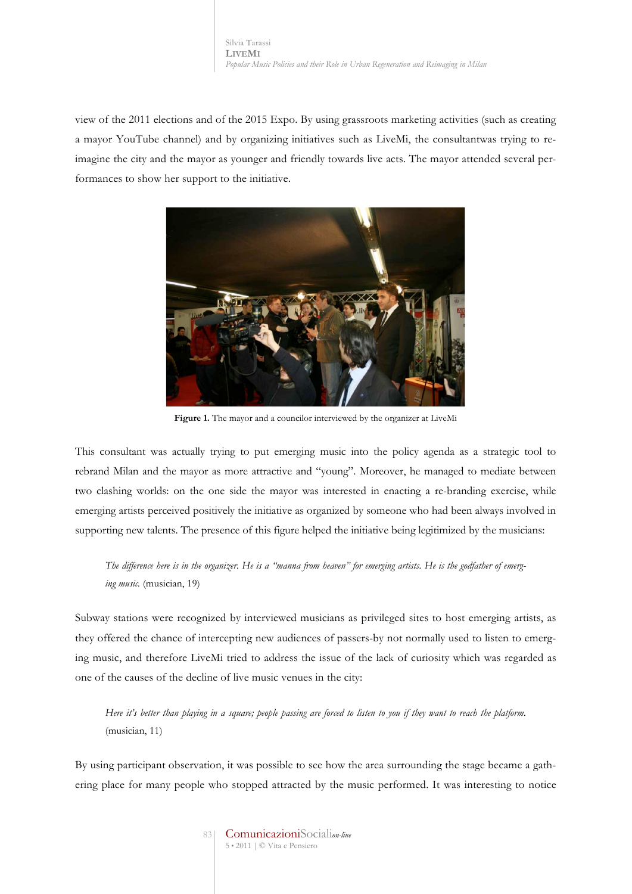view of the 2011 elections and of the 2015 Expo. By using grassroots marketing activities (such as creating a mayor YouTube channel) and by organizing initiatives such as LiveMi, the consultantwas trying to re-imagine the city and the mayor as younger and friendly towards live acts. The mayor attended several performances to show her support to the initiative.

**Figure 1.** The mayor and a councilor interviewed by the organizer at LiveMi

This consultant was actually trying to put emerging music into the policy agenda as a strategic tool to rebrand Milan and the mayor as more attractive and "young". Moreover, he managed to mediate between two clashing worlds: on the one side the mayor was interested in enacting a re-branding exercise, while emerging artists perceived positively the initiative as organized by someone who had been always involved in supporting new talents. The presence of this figure helped the initiative being legitimized by the musicians:

> *The difference here is in the organizer. He is a "manna from heaven" for emerging artists. He is the godfather of emerging music.* (musician, 19)

Subway stations were recognized by interviewed musicians as privileged sites to host emerging artists, as they offered the chance of intercepting new audiences of passers-by not normally used to listen to emerging music, and therefore LiveMi tried to address the issue of the lack of curiosity which was regarded as one of the causes of the decline of live music venues in the city:

> *Here it's better than playing in a square; people passing are forced to listen to you if they want to reach the platform.* (musician, 11)

By using participant observation, it was possible to see how the area surrounding the stage became a gathering place for many people who stopped attracted by the music performed. It was interesting to notice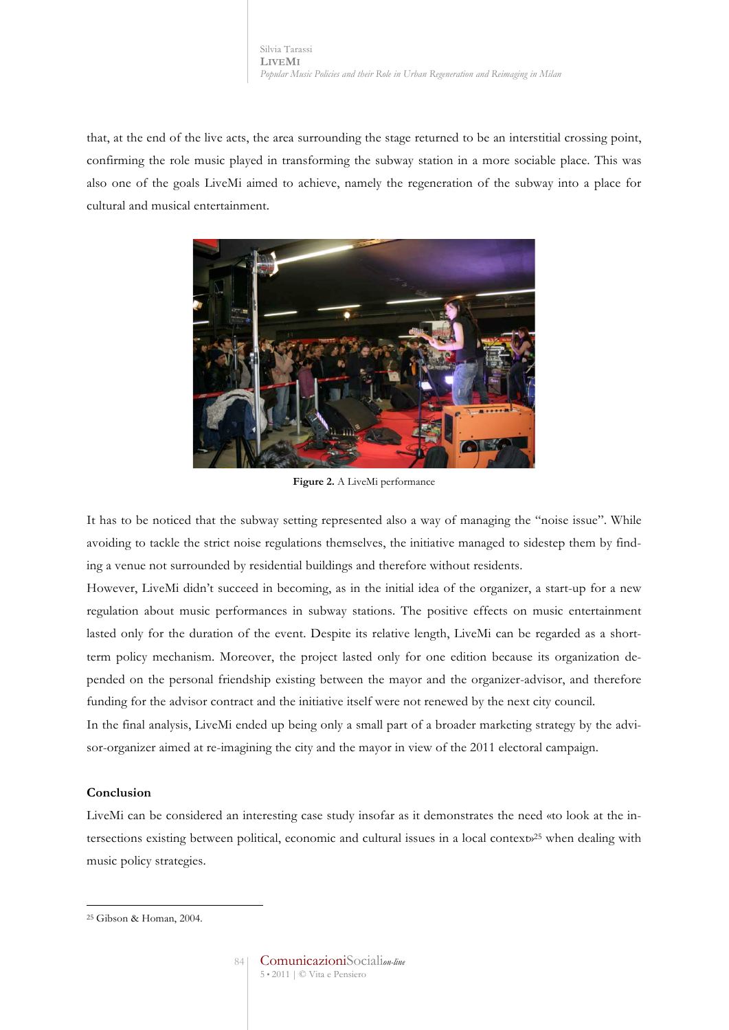that, at the end of the live acts, the area surrounding the stage returned to be an interstitial crossing point, confirming the role music played in transforming the subway station in a more sociable place. This was also one of the goals LiveMi aimed to achieve, namely the regeneration of the subway into a place for cultural and musical entertainment.

**Figure 2.** A LiveMi performance

It has to be noticed that the subway setting represented also a way of managing the "noise issue". While avoiding to tackle the strict noise regulations themselves, the initiative managed to sidestep them by finding a venue not surrounded by residential buildings and therefore without residents.

However, LiveMi didn't succeed in becoming, as in the initial idea of the organizer, a start-up for a new regulation about music performances in subway stations. The positive effects on music entertainment lasted only for the duration of the event. Despite its relative length, LiveMi can be regarded as a short-term policy mechanism. Moreover, the project lasted only for one edition because its organization depended on the personal friendship existing between the mayor and the organizer-advisor, and therefore funding for the advisor contract and the initiative itself were not renewed by the next city council.

In the final analysis, LiveMi ended up being only a small part of a broader marketing strategy by the advisor-organizer aimed at re-imagining the city and the mayor in view of the 2011 electoral campaign.

**Conclusion**

LiveMi can be considered an interesting case study insofar as it demonstrates the need «to look at the intersections existing between political, economic and cultural issues in a local context»[25] when dealing with music policy strategies.

[25] Gibson & Homan, 2004.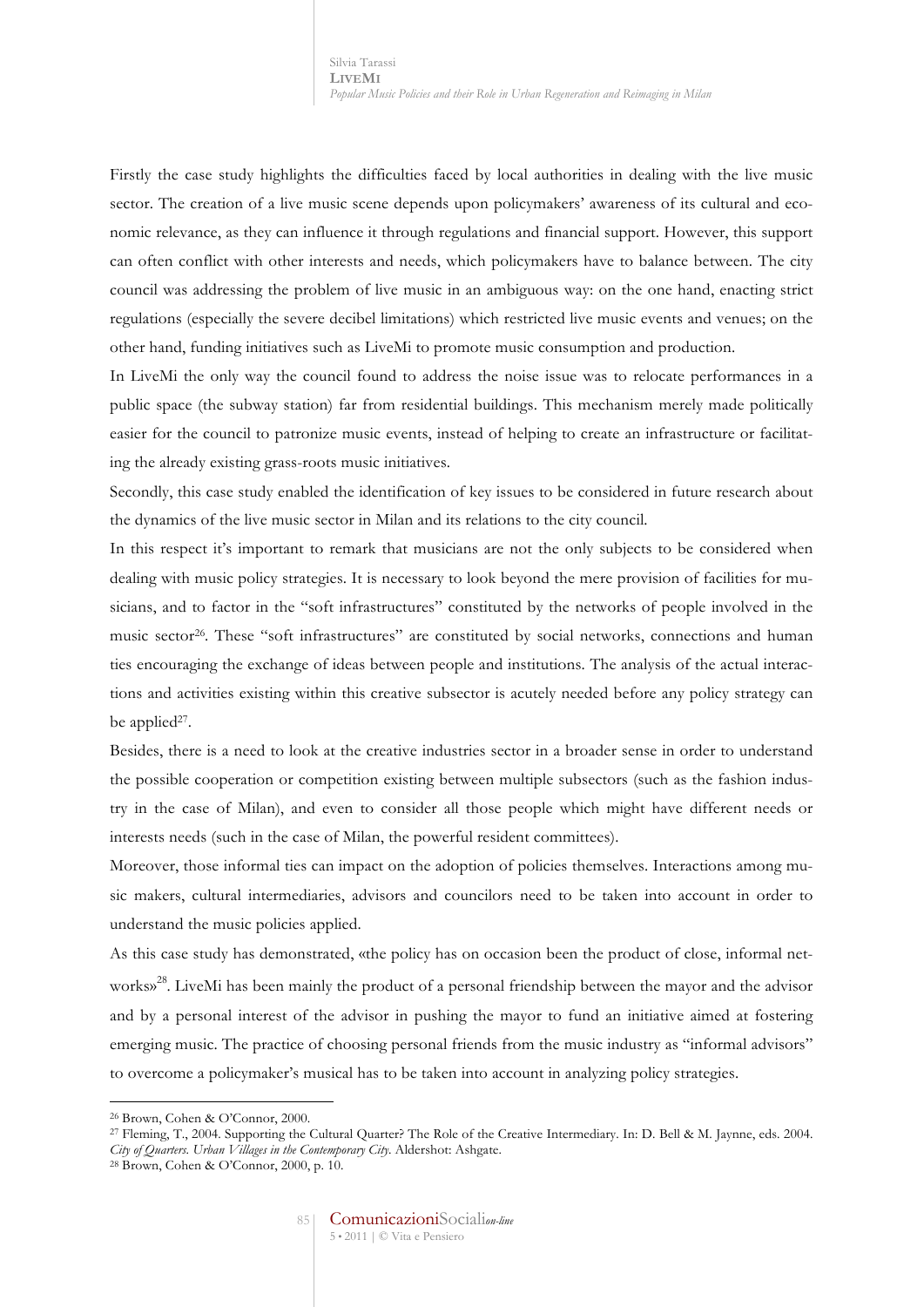Firstly the case study highlights the difficulties faced by local authorities in dealing with the live music sector. The creation of a live music scene depends upon policymakers' awareness of its cultural and economic relevance, as they can influence it through regulations and financial support. However, this support can often conflict with other interests and needs, which policymakers have to balance between. The city council was addressing the problem of live music in an ambiguous way: on the one hand, enacting strict regulations (especially the severe decibel limitations) which restricted live music events and venues; on the other hand, funding initiatives such as LiveMi to promote music consumption and production.

In LiveMi the only way the council found to address the noise issue was to relocate performances in a public space (the subway station) far from residential buildings. This mechanism merely made politically easier for the council to patronize music events, instead of helping to create an infrastructure or facilitating the already existing grass-roots music initiatives.

Secondly, this case study enabled the identification of key issues to be considered in future research about the dynamics of the live music sector in Milan and its relations to the city council.

In this respect it's important to remark that musicians are not the only subjects to be considered when dealing with music policy strategies. It is necessary to look beyond the mere provision of facilities for musicians, and to factor in the "soft infrastructures" constituted by the networks of people involved in the music sector[26]. These "soft infrastructures" are constituted by social networks, connections and human ties encouraging the exchange of ideas between people and institutions. The analysis of the actual interactions and activities existing within this creative subsector is acutely needed before any policy strategy can be applied[27].

Besides, there is a need to look at the creative industries sector in a broader sense in order to understand the possible cooperation or competition existing between multiple subsectors (such as the fashion industry in the case of Milan), and even to consider all those people which might have different needs or interests needs (such in the case of Milan, the powerful resident committees).

Moreover, those informal ties can impact on the adoption of policies themselves. Interactions among music makers, cultural intermediaries, advisors and councilors need to be taken into account in order to understand the music policies applied.

As this case study has demonstrated, «the policy has on occasion been the product of close, informal networks»[28]. LiveMi has been mainly the product of a personal friendship between the mayor and the advisor and by a personal interest of the advisor in pushing the mayor to fund an initiative aimed at fostering emerging music. The practice of choosing personal friends from the music industry as "informal advisors" to overcome a policymaker's musical has to be taken into account in analyzing policy strategies.

---

[26] Brown, Cohen & O'Connor, 2000.

[27] Fleming, T., 2004. Supporting the Cultural Quarter? The Role of the Creative Intermediary. In: D. Bell & M. Jaynne, eds. 2004. *City of Quarters. Urban Villages in the Contemporary City*. Aldershot: Ashgate.

[28] Brown, Cohen & O'Connor, 2000, p. 10.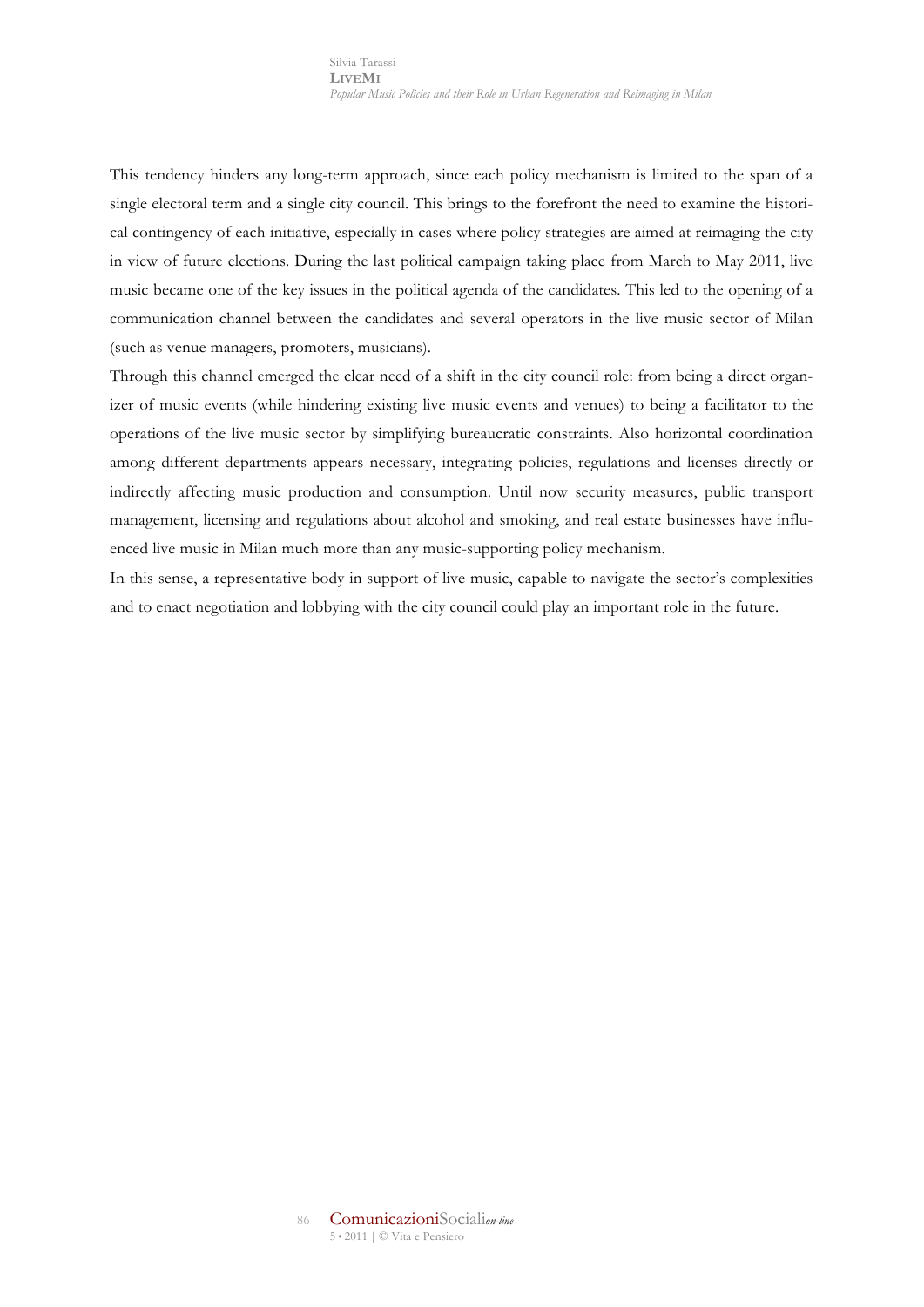This tendency hinders any long-term approach, since each policy mechanism is limited to the span of a single electoral term and a single city council. This brings to the forefront the need to examine the historical contingency of each initiative, especially in cases where policy strategies are aimed at reimaging the city in view of future elections. During the last political campaign taking place from March to May 2011, live music became one of the key issues in the political agenda of the candidates. This led to the opening of a communication channel between the candidates and several operators in the live music sector of Milan (such as venue managers, promoters, musicians).

Through this channel emerged the clear need of a shift in the city council role: from being a direct organizer of music events (while hindering existing live music events and venues) to being a facilitator to the operations of the live music sector by simplifying bureaucratic constraints. Also horizontal coordination among different departments appears necessary, integrating policies, regulations and licenses directly or indirectly affecting music production and consumption. Until now security measures, public transport management, licensing and regulations about alcohol and smoking, and real estate businesses have influenced live music in Milan much more than any music-supporting policy mechanism.

In this sense, a representative body in support of live music, capable to navigate the sector's complexities and to enact negotiation and lobbying with the city council could play an important role in the future.